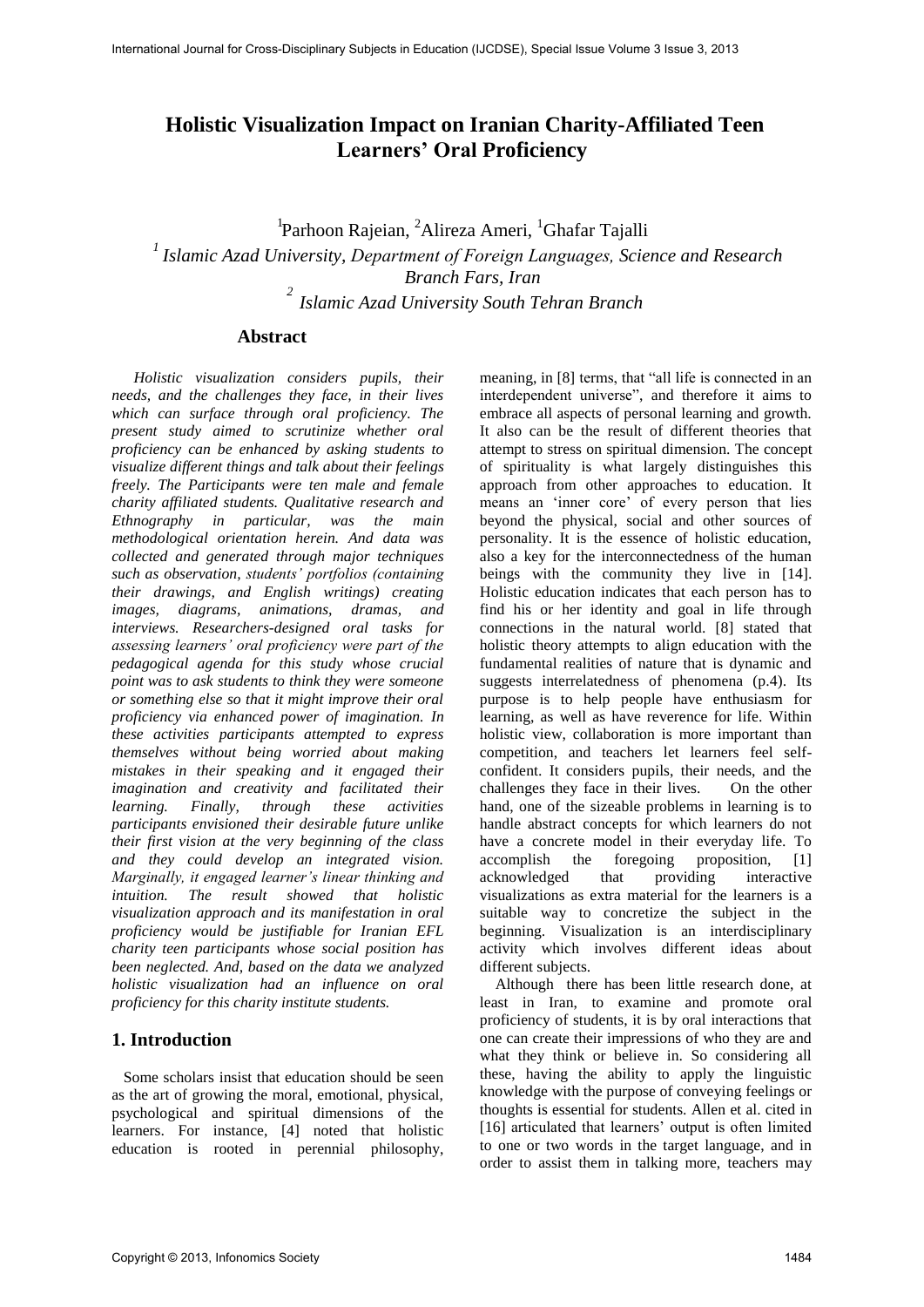# Holistic Visualization Impact on Iranian Charity-Affiliated Teen Learners' Oral Proficiency

Parhoon Rajeian[1], Alireza Ameri[2], Ghafar Tajalli[1]

[1] *Islamic Azad University, Department of Foreign Languages, Science and Research Branch Fars, Iran*

[2] *Islamic Azad University South Tehran Branch*

## Abstract

*Holistic visualization considers pupils, their needs, and the challenges they face, in their lives which can surface through oral proficiency. The present study aimed to scrutinize whether oral proficiency can be enhanced by asking students to visualize different things and talk about their feelings freely. The Participants were ten male and female charity affiliated students. Qualitative research and Ethnography in particular, was the main methodological orientation herein. And data was collected and generated through major techniques such as observation, students' portfolios (containing their drawings, and English writings) creating images, diagrams, animations, dramas, and interviews. Researchers-designed oral tasks for assessing learners' oral proficiency were part of the pedagogical agenda for this study whose crucial point was to ask students to think they were someone or something else so that it might improve their oral proficiency via enhanced power of imagination. In these activities participants attempted to express themselves without being worried about making mistakes in their speaking and it engaged their imagination and creativity and facilitated their learning. Finally, through these activities participants envisioned their desirable future unlike their first vision at the very beginning of the class and they could develop an integrated vision. Marginally, it engaged learner's linear thinking and intuition. The result showed that holistic visualization approach and its manifestation in oral proficiency would be justifiable for Iranian EFL charity teen participants whose social position has been neglected. And, based on the data we analyzed holistic visualization had an influence on oral proficiency for this charity institute students.*

## 1. Introduction

Some scholars insist that education should be seen as the art of growing the moral, emotional, physical, psychological and spiritual dimensions of the learners. For instance, [4] noted that holistic education is rooted in perennial philosophy, meaning, in [8] terms, that "all life is connected in an interdependent universe", and therefore it aims to embrace all aspects of personal learning and growth. It also can be the result of different theories that attempt to stress on spiritual dimension. The concept of spirituality is what largely distinguishes this approach from other approaches to education. It means an 'inner core' of every person that lies beyond the physical, social and other sources of personality. It is the essence of holistic education, also a key for the interconnectedness of the human beings with the community they live in [14]. Holistic education indicates that each person has to find his or her identity and goal in life through connections in the natural world. [8] stated that holistic theory attempts to align education with the fundamental realities of nature that is dynamic and suggests interrelatedness of phenomena (p.4). Its purpose is to help people have enthusiasm for learning, as well as have reverence for life. Within holistic view, collaboration is more important than competition, and teachers let learners feel self-confident. It considers pupils, their needs, and the challenges they face in their lives. On the other hand, one of the sizeable problems in learning is to handle abstract concepts for which learners do not have a concrete model in their everyday life. To accomplish the foregoing proposition, [1] acknowledged that providing interactive visualizations as extra material for the learners is a suitable way to concretize the subject in the beginning. Visualization is an interdisciplinary activity which involves different ideas about different subjects.

Although there has been little research done, at least in Iran, to examine and promote oral proficiency of students, it is by oral interactions that one can create their impressions of who they are and what they think or believe in. So considering all these, having the ability to apply the linguistic knowledge with the purpose of conveying feelings or thoughts is essential for students. Allen et al. cited in [16] articulated that learners' output is often limited to one or two words in the target language, and in order to assist them in talking more, teachers may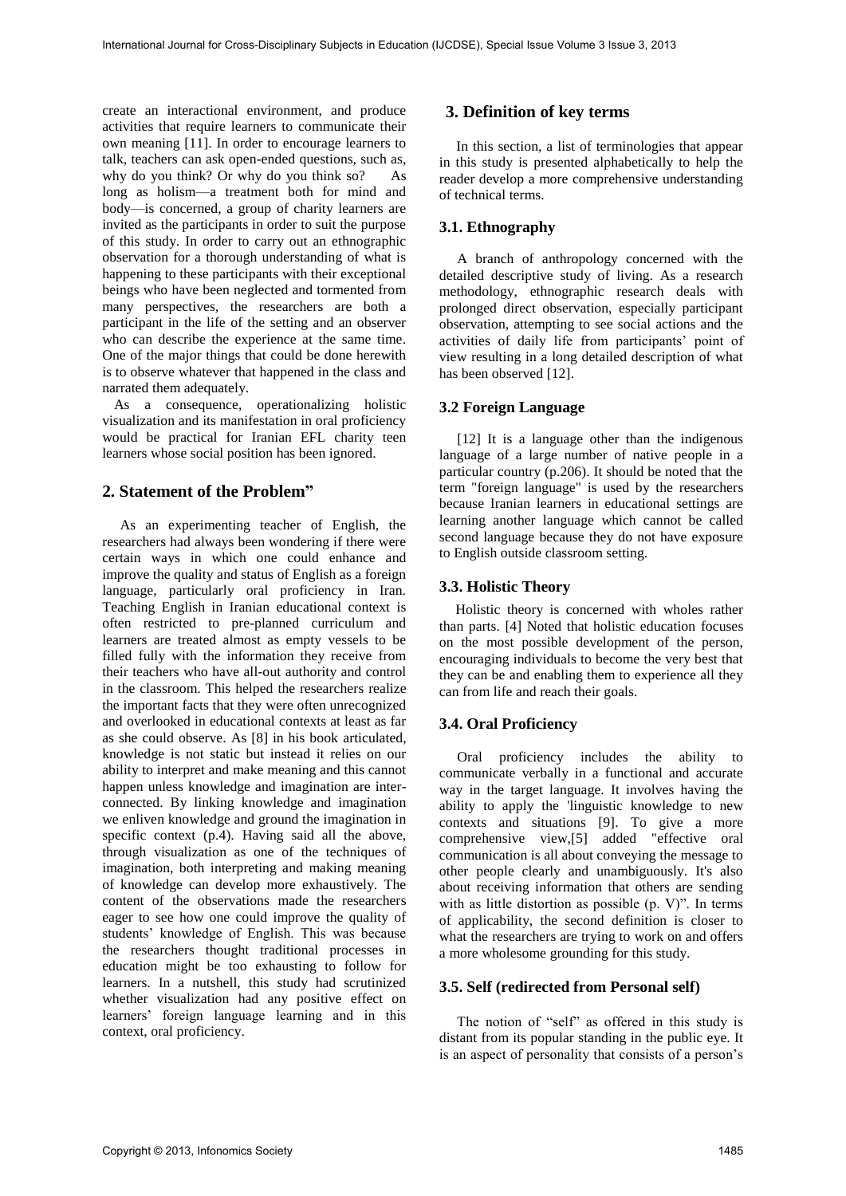create an interactional environment, and produce activities that require learners to communicate their own meaning [11]. In order to encourage learners to talk, teachers can ask open-ended questions, such as, why do you think? Or why do you think so? As long as holism—a treatment both for mind and body—is concerned, a group of charity learners are invited as the participants in order to suit the purpose of this study. In order to carry out an ethnographic observation for a thorough understanding of what is happening to these participants with their exceptional beings who have been neglected and tormented from many perspectives, the researchers are both a participant in the life of the setting and an observer who can describe the experience at the same time. One of the major things that could be done herewith is to observe whatever that happened in the class and narrated them adequately.

As a consequence, operationalizing holistic visualization and its manifestation in oral proficiency would be practical for Iranian EFL charity teen learners whose social position has been ignored.

## 2. Statement of the Problem"

As an experimenting teacher of English, the researchers had always been wondering if there were certain ways in which one could enhance and improve the quality and status of English as a foreign language, particularly oral proficiency in Iran. Teaching English in Iranian educational context is often restricted to pre-planned curriculum and learners are treated almost as empty vessels to be filled fully with the information they receive from their teachers who have all-out authority and control in the classroom. This helped the researchers realize the important facts that they were often unrecognized and overlooked in educational contexts at least as far as she could observe. As [8] in his book articulated, knowledge is not static but instead it relies on our ability to interpret and make meaning and this cannot happen unless knowledge and imagination are inter-connected. By linking knowledge and imagination we enliven knowledge and ground the imagination in specific context (p.4). Having said all the above, through visualization as one of the techniques of imagination, both interpreting and making meaning of knowledge can develop more exhaustively. The content of the observations made the researchers eager to see how one could improve the quality of students' knowledge of English. This was because the researchers thought traditional processes in education might be too exhausting to follow for learners. In a nutshell, this study had scrutinized whether visualization had any positive effect on learners' foreign language learning and in this context, oral proficiency.

## 3. Definition of key terms

In this section, a list of terminologies that appear in this study is presented alphabetically to help the reader develop a more comprehensive understanding of technical terms.

### 3.1. Ethnography

A branch of anthropology concerned with the detailed descriptive study of living. As a research methodology, ethnographic research deals with prolonged direct observation, especially participant observation, attempting to see social actions and the activities of daily life from participants' point of view resulting in a long detailed description of what has been observed [12].

### 3.2 Foreign Language

[12] It is a language other than the indigenous language of a large number of native people in a particular country (p.206). It should be noted that the term "foreign language" is used by the researchers because Iranian learners in educational settings are learning another language which cannot be called second language because they do not have exposure to English outside classroom setting.

### 3.3. Holistic Theory

Holistic theory is concerned with wholes rather than parts. [4] Noted that holistic education focuses on the most possible development of the person, encouraging individuals to become the very best that they can be and enabling them to experience all they can from life and reach their goals.

### 3.4. Oral Proficiency

Oral proficiency includes the ability to communicate verbally in a functional and accurate way in the target language. It involves having the ability to apply the 'linguistic knowledge to new contexts and situations [9]. To give a more comprehensive view,[5] added "effective oral communication is all about conveying the message to other people clearly and unambiguously. It's also about receiving information that others are sending with as little distortion as possible (p. V)". In terms of applicability, the second definition is closer to what the researchers are trying to work on and offers a more wholesome grounding for this study.

### 3.5. Self (redirected from Personal self)

The notion of "self" as offered in this study is distant from its popular standing in the public eye. It is an aspect of personality that consists of a person's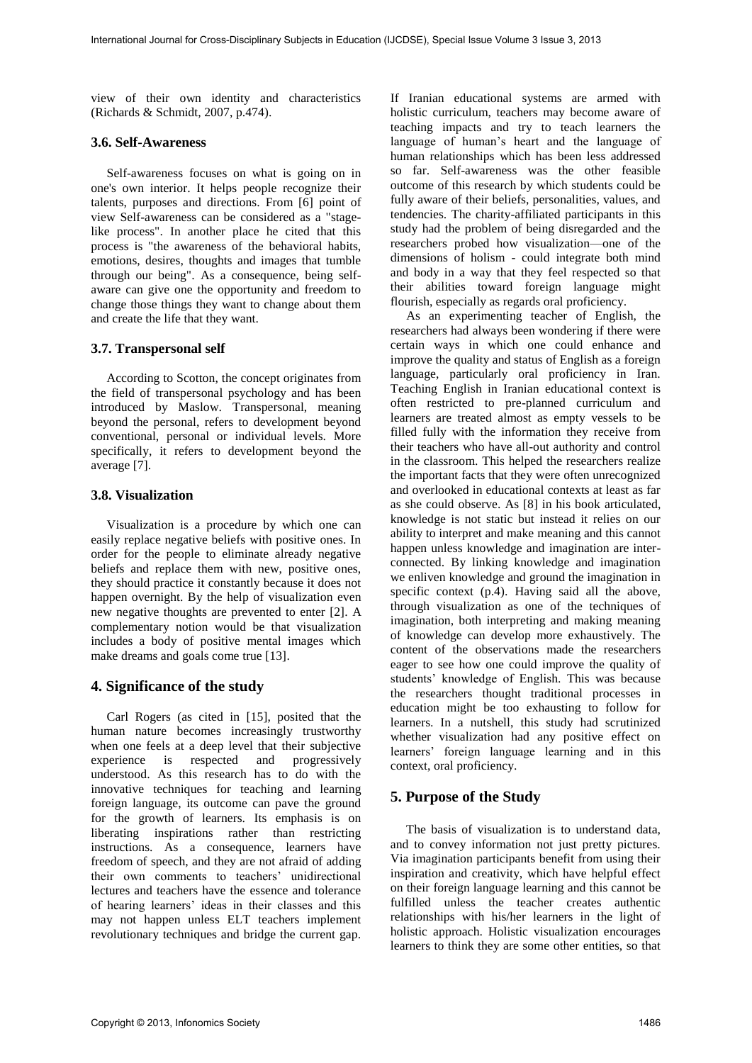view of their own identity and characteristics (Richards & Schmidt, 2007, p.474).

### 3.6. Self-Awareness

Self-awareness focuses on what is going on in one's own interior. It helps people recognize their talents, purposes and directions. From [6] point of view Self-awareness can be considered as a "stage-like process". In another place he cited that this process is "the awareness of the behavioral habits, emotions, desires, thoughts and images that tumble through our being". As a consequence, being self-aware can give one the opportunity and freedom to change those things they want to change about them and create the life that they want.

### 3.7. Transpersonal self

According to Scotton, the concept originates from the field of transpersonal psychology and has been introduced by Maslow. Transpersonal, meaning beyond the personal, refers to development beyond conventional, personal or individual levels. More specifically, it refers to development beyond the average [7].

### 3.8. Visualization

Visualization is a procedure by which one can easily replace negative beliefs with positive ones. In order for the people to eliminate already negative beliefs and replace them with new, positive ones, they should practice it constantly because it does not happen overnight. By the help of visualization even new negative thoughts are prevented to enter [2]. A complementary notion would be that visualization includes a body of positive mental images which make dreams and goals come true [13].

## 4. Significance of the study

Carl Rogers (as cited in [15], posited that the human nature becomes increasingly trustworthy when one feels at a deep level that their subjective experience is respected and progressively understood. As this research has to do with the innovative techniques for teaching and learning foreign language, its outcome can pave the ground for the growth of learners. Its emphasis is on liberating inspirations rather than restricting instructions. As a consequence, learners have freedom of speech, and they are not afraid of adding their own comments to teachers' unidirectional lectures and teachers have the essence and tolerance of hearing learners' ideas in their classes and this may not happen unless ELT teachers implement revolutionary techniques and bridge the current gap. If Iranian educational systems are armed with holistic curriculum, teachers may become aware of teaching impacts and try to teach learners the language of human's heart and the language of human relationships which has been less addressed so far. Self-awareness was the other feasible outcome of this research by which students could be fully aware of their beliefs, personalities, values, and tendencies. The charity-affiliated participants in this study had the problem of being disregarded and the researchers probed how visualization—one of the dimensions of holism - could integrate both mind and body in a way that they feel respected so that their abilities toward foreign language might flourish, especially as regards oral proficiency.

As an experimenting teacher of English, the researchers had always been wondering if there were certain ways in which one could enhance and improve the quality and status of English as a foreign language, particularly oral proficiency in Iran. Teaching English in Iranian educational context is often restricted to pre-planned curriculum and learners are treated almost as empty vessels to be filled fully with the information they receive from their teachers who have all-out authority and control in the classroom. This helped the researchers realize the important facts that they were often unrecognized and overlooked in educational contexts at least as far as she could observe. As [8] in his book articulated, knowledge is not static but instead it relies on our ability to interpret and make meaning and this cannot happen unless knowledge and imagination are inter-connected. By linking knowledge and imagination we enliven knowledge and ground the imagination in specific context (p.4). Having said all the above, through visualization as one of the techniques of imagination, both interpreting and making meaning of knowledge can develop more exhaustively. The content of the observations made the researchers eager to see how one could improve the quality of students' knowledge of English. This was because the researchers thought traditional processes in education might be too exhausting to follow for learners. In a nutshell, this study had scrutinized whether visualization had any positive effect on learners' foreign language learning and in this context, oral proficiency.

## 5. Purpose of the Study

The basis of visualization is to understand data, and to convey information not just pretty pictures. Via imagination participants benefit from using their inspiration and creativity, which have helpful effect on their foreign language learning and this cannot be fulfilled unless the teacher creates authentic relationships with his/her learners in the light of holistic approach. Holistic visualization encourages learners to think they are some other entities, so that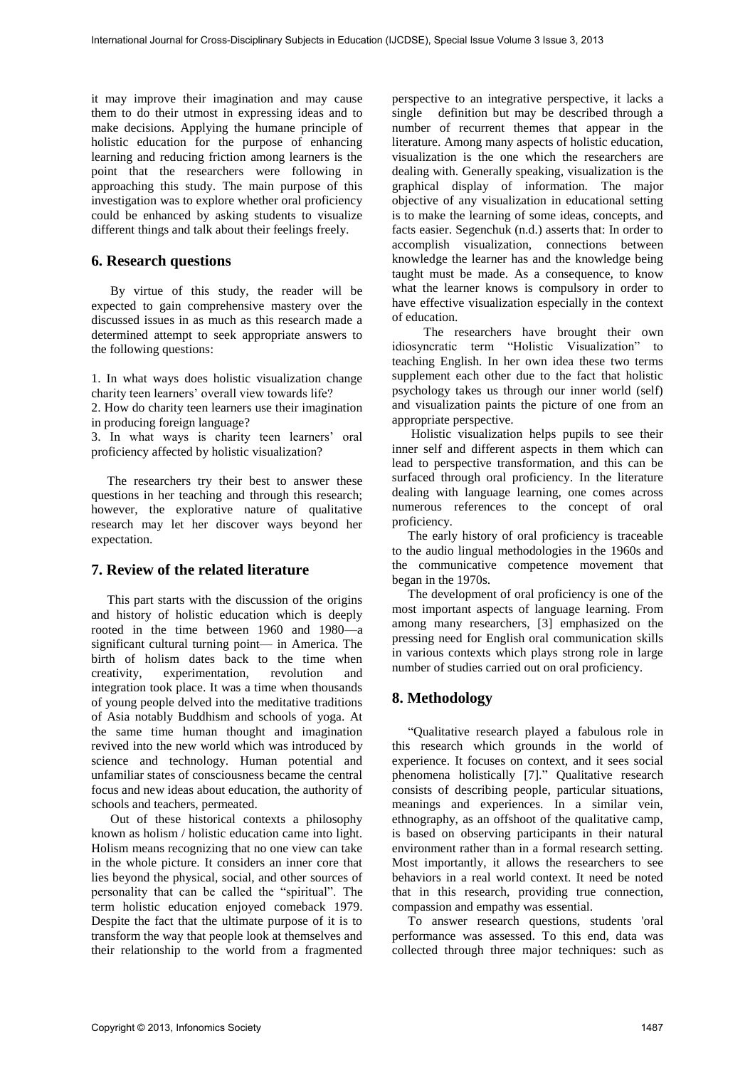it may improve their imagination and may cause them to do their utmost in expressing ideas and to make decisions. Applying the humane principle of holistic education for the purpose of enhancing learning and reducing friction among learners is the point that the researchers were following in approaching this study. The main purpose of this investigation was to explore whether oral proficiency could be enhanced by asking students to visualize different things and talk about their feelings freely.

## 6. Research questions

By virtue of this study, the reader will be expected to gain comprehensive mastery over the discussed issues in as much as this research made a determined attempt to seek appropriate answers to the following questions:

1. In what ways does holistic visualization change charity teen learners' overall view towards life?
2. How do charity teen learners use their imagination in producing foreign language?
3. In what ways is charity teen learners' oral proficiency affected by holistic visualization?

The researchers try their best to answer these questions in her teaching and through this research; however, the explorative nature of qualitative research may let her discover ways beyond her expectation.

## 7. Review of the related literature

This part starts with the discussion of the origins and history of holistic education which is deeply rooted in the time between 1960 and 1980—a significant cultural turning point— in America. The birth of holism dates back to the time when creativity, experimentation, revolution and integration took place. It was a time when thousands of young people delved into the meditative traditions of Asia notably Buddhism and schools of yoga. At the same time human thought and imagination revived into the new world which was introduced by science and technology. Human potential and unfamiliar states of consciousness became the central focus and new ideas about education, the authority of schools and teachers, permeated.

Out of these historical contexts a philosophy known as holism / holistic education came into light. Holism means recognizing that no one view can take in the whole picture. It considers an inner core that lies beyond the physical, social, and other sources of personality that can be called the "spiritual". The term holistic education enjoyed comeback 1979. Despite the fact that the ultimate purpose of it is to transform the way that people look at themselves and their relationship to the world from a fragmented perspective to an integrative perspective, it lacks a single definition but may be described through a number of recurrent themes that appear in the literature. Among many aspects of holistic education, visualization is the one which the researchers are dealing with. Generally speaking, visualization is the graphical display of information. The major objective of any visualization in educational setting is to make the learning of some ideas, concepts, and facts easier. Segenchuk (n.d.) asserts that: In order to accomplish visualization, connections between knowledge the learner has and the knowledge being taught must be made. As a consequence, to know what the learner knows is compulsory in order to have effective visualization especially in the context of education.

The researchers have brought their own idiosyncratic term "Holistic Visualization" to teaching English. In her own idea these two terms supplement each other due to the fact that holistic psychology takes us through our inner world (self) and visualization paints the picture of one from an appropriate perspective.

Holistic visualization helps pupils to see their inner self and different aspects in them which can lead to perspective transformation, and this can be surfaced through oral proficiency. In the literature dealing with language learning, one comes across numerous references to the concept of oral proficiency.

The early history of oral proficiency is traceable to the audio lingual methodologies in the 1960s and the communicative competence movement that began in the 1970s.

The development of oral proficiency is one of the most important aspects of language learning. From among many researchers, [3] emphasized on the pressing need for English oral communication skills in various contexts which plays strong role in large number of studies carried out on oral proficiency.

## 8. Methodology

"Qualitative research played a fabulous role in this research which grounds in the world of experience. It focuses on context, and it sees social phenomena holistically [7]." Qualitative research consists of describing people, particular situations, meanings and experiences. In a similar vein, ethnography, as an offshoot of the qualitative camp, is based on observing participants in their natural environment rather than in a formal research setting. Most importantly, it allows the researchers to see behaviors in a real world context. It need be noted that in this research, providing true connection, compassion and empathy was essential.

To answer research questions, students 'oral performance was assessed. To this end, data was collected through three major techniques: such as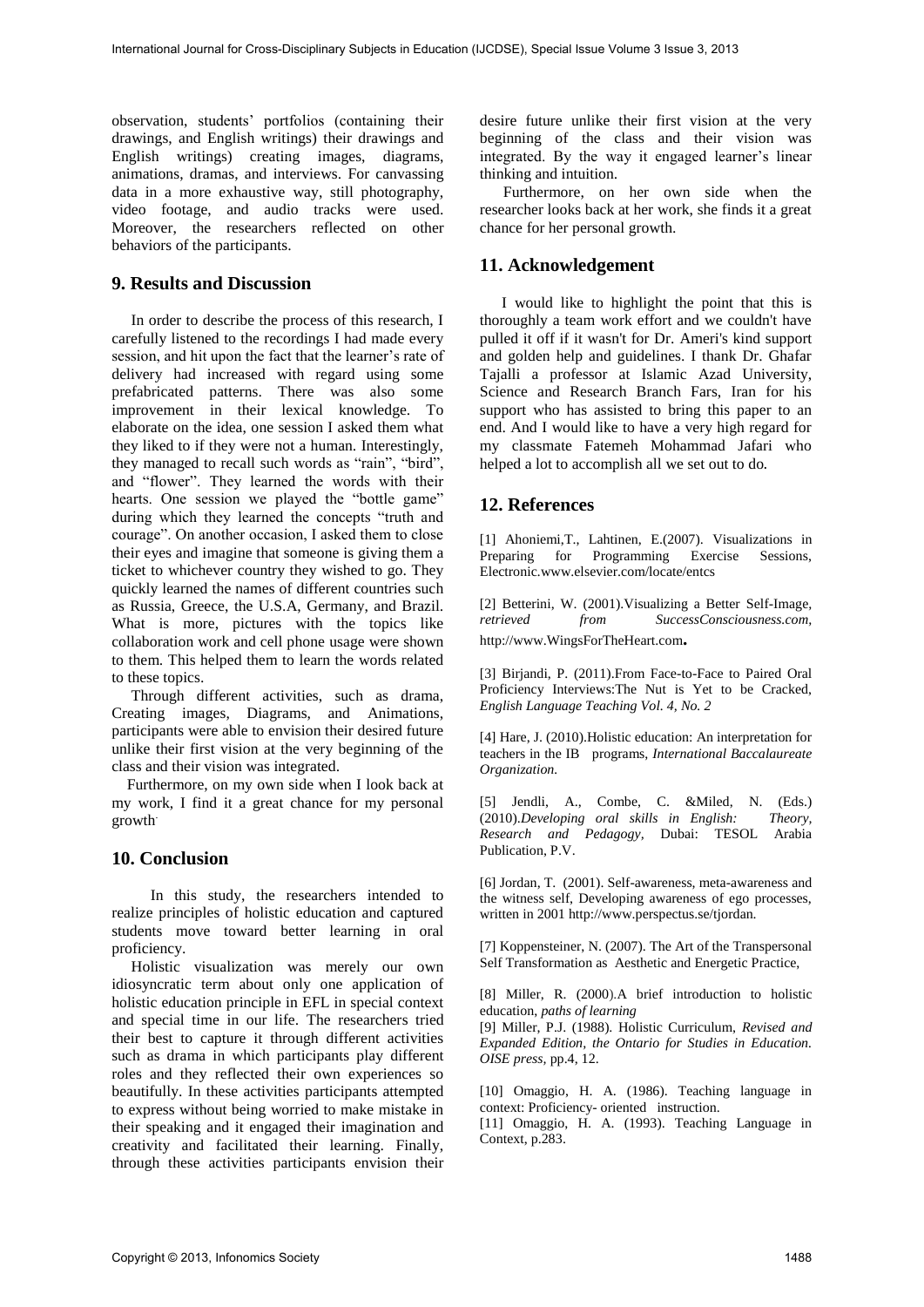observation, students' portfolios (containing their drawings, and English writings) their drawings and English writings) creating images, diagrams, animations, dramas, and interviews. For canvassing data in a more exhaustive way, still photography, video footage, and audio tracks were used. Moreover, the researchers reflected on other behaviors of the participants.

## 9. Results and Discussion

In order to describe the process of this research, I carefully listened to the recordings I had made every session, and hit upon the fact that the learner's rate of delivery had increased with regard using some prefabricated patterns. There was also some improvement in their lexical knowledge. To elaborate on the idea, one session I asked them what they liked to if they were not a human. Interestingly, they managed to recall such words as "rain", "bird", and "flower". They learned the words with their hearts. One session we played the "bottle game" during which they learned the concepts "truth and courage". On another occasion, I asked them to close their eyes and imagine that someone is giving them a ticket to whichever country they wished to go. They quickly learned the names of different countries such as Russia, Greece, the U.S.A, Germany, and Brazil. What is more, pictures with the topics like collaboration work and cell phone usage were shown to them. This helped them to learn the words related to these topics.

Through different activities, such as drama, Creating images, Diagrams, and Animations, participants were able to envision their desired future unlike their first vision at the very beginning of the class and their vision was integrated.

Furthermore, on my own side when I look back at my work, I find it a great chance for my personal growth.

## 10. Conclusion

In this study, the researchers intended to realize principles of holistic education and captured students move toward better learning in oral proficiency.

Holistic visualization was merely our own idiosyncratic term about only one application of holistic education principle in EFL in special context and special time in our life. The researchers tried their best to capture it through different activities such as drama in which participants play different roles and they reflected their own experiences so beautifully. In these activities participants attempted to express without being worried to make mistake in their speaking and it engaged their imagination and creativity and facilitated their learning. Finally, through these activities participants envision their desire future unlike their first vision at the very beginning of the class and their vision was integrated. By the way it engaged learner's linear thinking and intuition.

Furthermore, on her own side when the researcher looks back at her work, she finds it a great chance for her personal growth.

## 11. Acknowledgement

I would like to highlight the point that this is thoroughly a team work effort and we couldn't have pulled it off if it wasn't for Dr. Ameri's kind support and golden help and guidelines. I thank Dr. Ghafar Tajalli a professor at Islamic Azad University, Science and Research Branch Fars, Iran for his support who has assisted to bring this paper to an end. And I would like to have a very high regard for my classmate Fatemeh Mohammad Jafari who helped a lot to accomplish all we set out to do.

## 12. References

[1] Ahoniemi,T., Lahtinen, E.(2007). Visualizations in Preparing for Programming Exercise Sessions, Electronic.www.elsevier.com/locate/entcs

[2] Betterini, W. (2001).Visualizing a Better Self-Image, *retrieved from SuccessConsciousness.com*, http://www.WingsForTheHeart.com.

[3] Birjandi, P. (2011).From Face-to-Face to Paired Oral Proficiency Interviews:The Nut is Yet to be Cracked, *English Language Teaching Vol. 4, No. 2*

[4] Hare, J. (2010).Holistic education: An interpretation for teachers in the IB programs, *International Baccalaureate Organization.*

[5] Jendli, A., Combe, C. &Miled, N. (Eds.) (2010).*Developing oral skills in English: Theory, Research and Pedagogy*, Dubai: TESOL Arabia Publication, P.V.

[6] Jordan, T. (2001). Self-awareness, meta-awareness and the witness self, Developing awareness of ego processes, written in 2001 http://www.perspectus.se/tjordan.

[7] Koppensteiner, N. (2007). The Art of the Transpersonal Self Transformation as Aesthetic and Energetic Practice,

[8] Miller, R. (2000).A brief introduction to holistic education, *paths of learning*

[9] Miller, P.J. (1988). Holistic Curriculum, *Revised and Expanded Edition, the Ontario for Studies in Education. OISE press*, pp.4, 12.

[10] Omaggio, H. A. (1986). Teaching language in context: Proficiency- oriented instruction.

[11] Omaggio, H. A. (1993). Teaching Language in Context, p.283.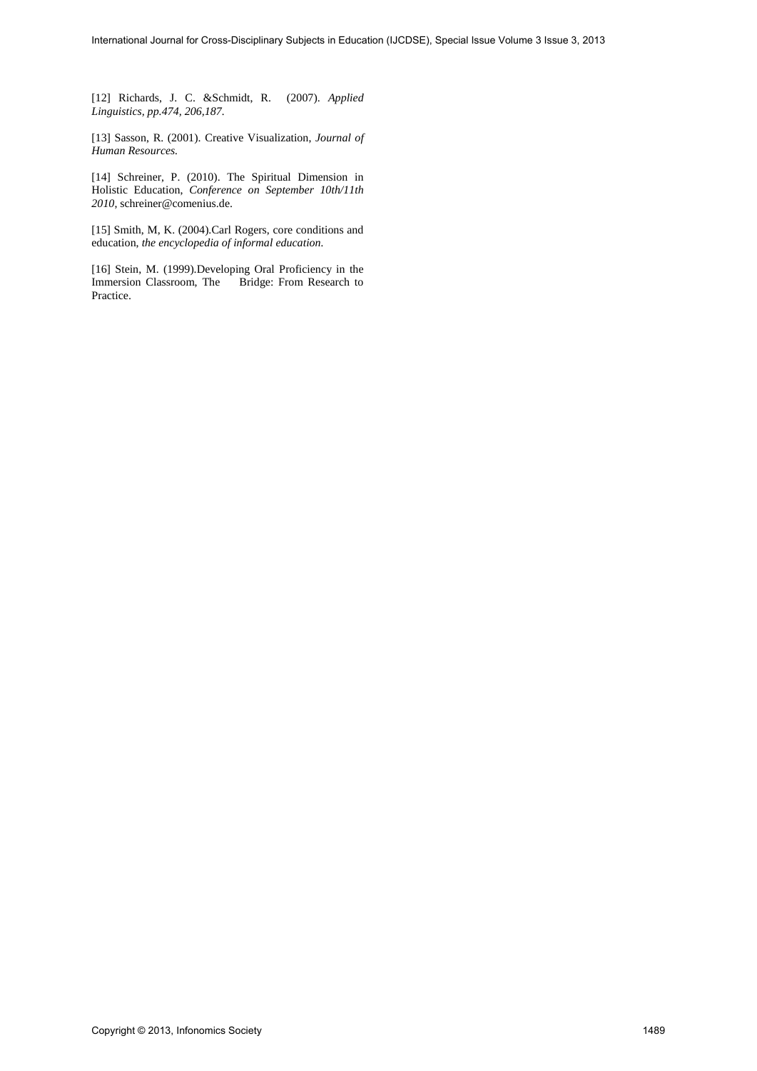[12] Richards, J. C. &Schmidt, R. (2007). *Applied Linguistics, pp.474, 206,187.*

[13] Sasson, R. (2001). Creative Visualization, *Journal of Human Resources.*

[14] Schreiner, P. (2010). The Spiritual Dimension in Holistic Education, *Conference on September 10th/11th 2010*, schreiner@comenius.de.

[15] Smith, M, K. (2004).Carl Rogers, core conditions and education, *the encyclopedia of informal education.*

[16] Stein, M. (1999).Developing Oral Proficiency in the Immersion Classroom, The Bridge: From Research to Practice.